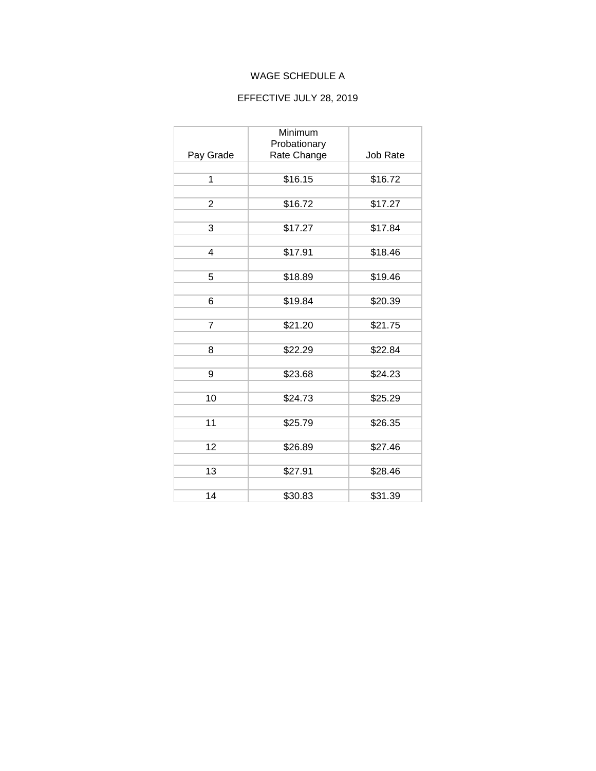# WAGE SCHEDULE A

## EFFECTIVE JULY 28, 2019

| Pay Grade | Minimum Probationary Rate Change | Job Rate |
|---|---|---|
| 1 | $16.15 | $16.72 |
| 2 | $16.72 | $17.27 |
| 3 | $17.27 | $17.84 |
| 4 | $17.91 | $18.46 |
| 5 | $18.89 | $19.46 |
| 6 | $19.84 | $20.39 |
| 7 | $21.20 | $21.75 |
| 8 | $22.29 | $22.84 |
| 9 | $23.68 | $24.23 |
| 10 | $24.73 | $25.29 |
| 11 | $25.79 | $26.35 |
| 12 | $26.89 | $27.46 |
| 13 | $27.91 | $28.46 |
| 14 | $30.83 | $31.39 |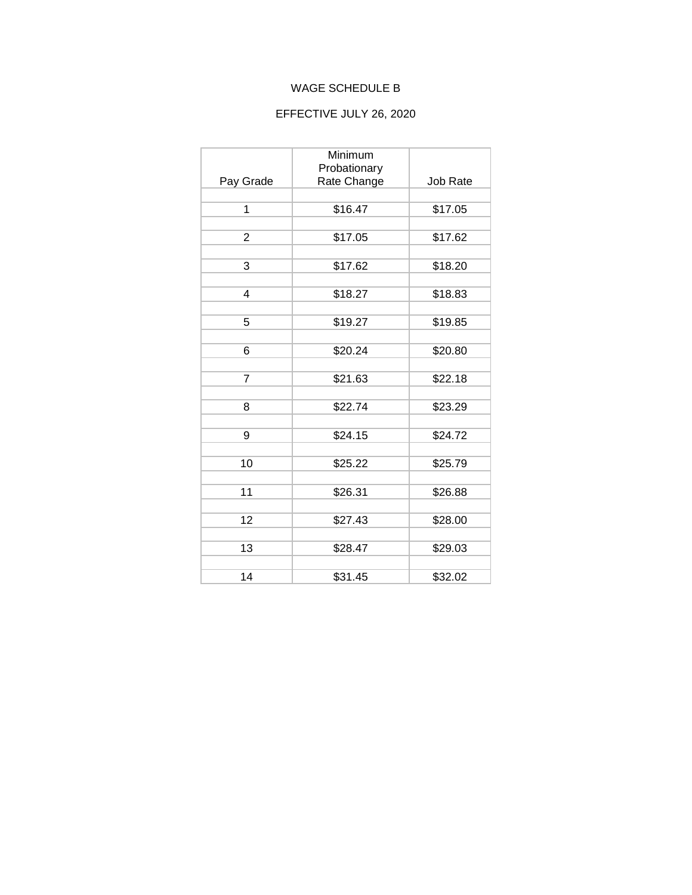WAGE SCHEDULE B

EFFECTIVE JULY 26, 2020

| Pay Grade | Minimum Probationary Rate Change | Job Rate |
|---|---|---|
| 1 | $16.47 | $17.05 |
| 2 | $17.05 | $17.62 |
| 3 | $17.62 | $18.20 |
| 4 | $18.27 | $18.83 |
| 5 | $19.27 | $19.85 |
| 6 | $20.24 | $20.80 |
| 7 | $21.63 | $22.18 |
| 8 | $22.74 | $23.29 |
| 9 | $24.15 | $24.72 |
| 10 | $25.22 | $25.79 |
| 11 | $26.31 | $26.88 |
| 12 | $27.43 | $28.00 |
| 13 | $28.47 | $29.03 |
| 14 | $31.45 | $32.02 |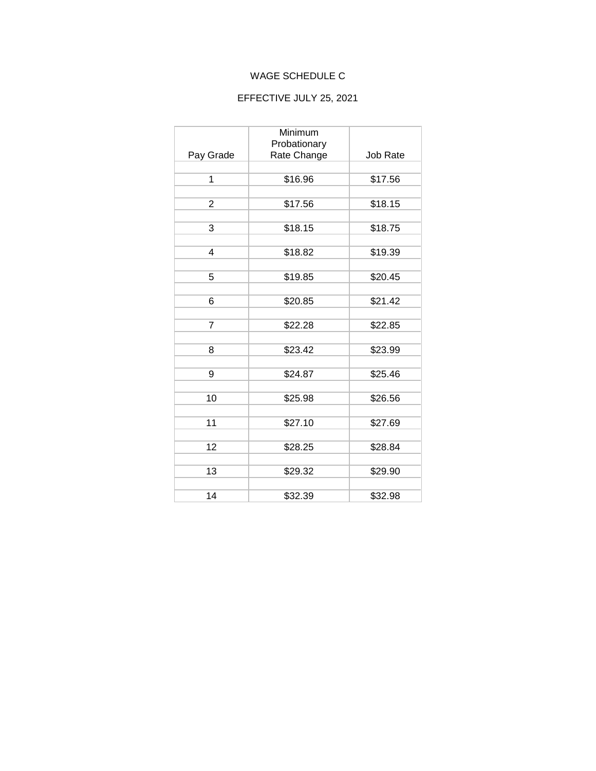WAGE SCHEDULE C

EFFECTIVE JULY 25, 2021

| Pay Grade | Minimum Probationary Rate Change | Job Rate |
|---|---|---|
| 1 | $16.96 | $17.56 |
| 2 | $17.56 | $18.15 |
| 3 | $18.15 | $18.75 |
| 4 | $18.82 | $19.39 |
| 5 | $19.85 | $20.45 |
| 6 | $20.85 | $21.42 |
| 7 | $22.28 | $22.85 |
| 8 | $23.42 | $23.99 |
| 9 | $24.87 | $25.46 |
| 10 | $25.98 | $26.56 |
| 11 | $27.10 | $27.69 |
| 12 | $28.25 | $28.84 |
| 13 | $29.32 | $29.90 |
| 14 | $32.39 | $32.98 |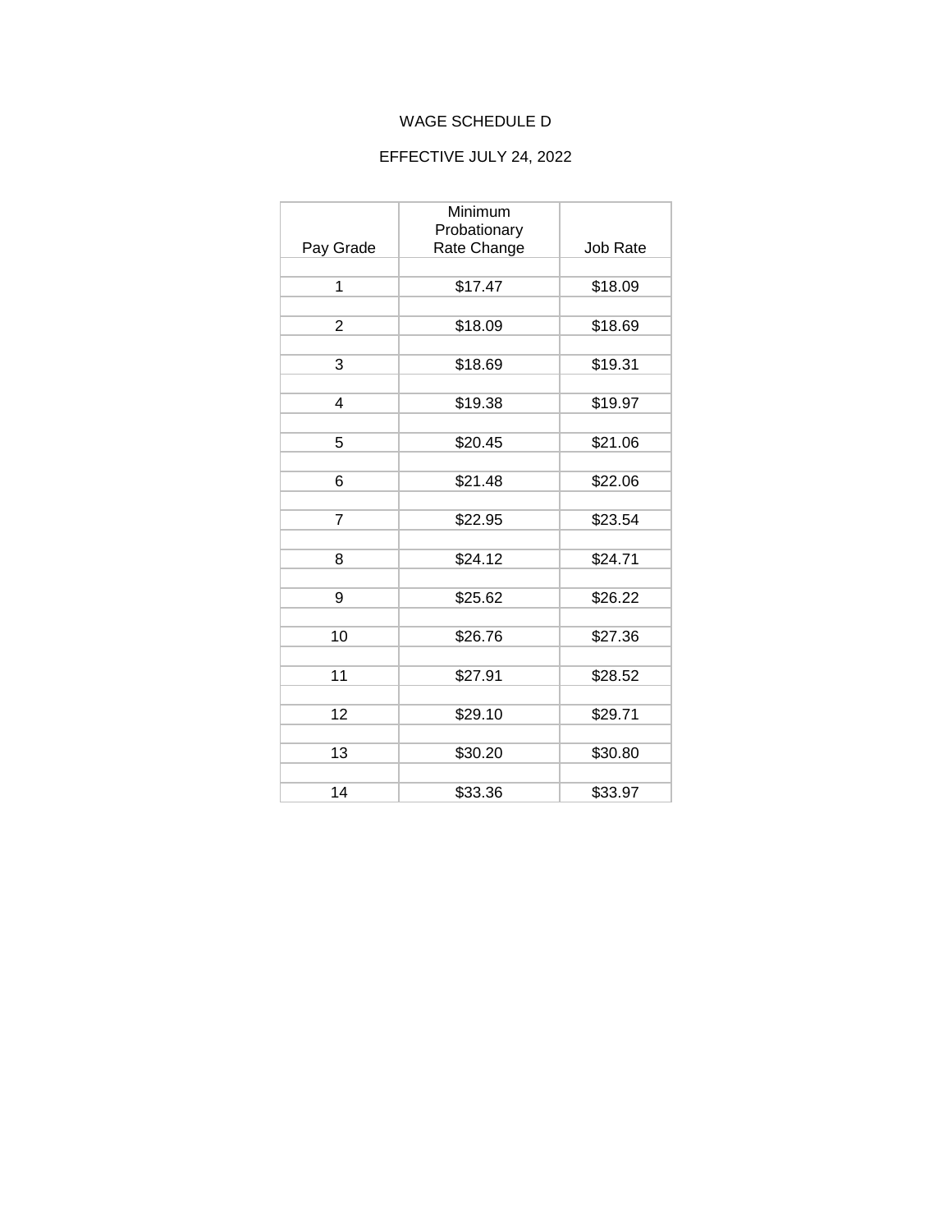WAGE SCHEDULE D

EFFECTIVE JULY 24, 2022

| Pay Grade | Minimum Probationary Rate Change | Job Rate |
|---|---|---|
| 1 | $17.47 | $18.09 |
| 2 | $18.09 | $18.69 |
| 3 | $18.69 | $19.31 |
| 4 | $19.38 | $19.97 |
| 5 | $20.45 | $21.06 |
| 6 | $21.48 | $22.06 |
| 7 | $22.95 | $23.54 |
| 8 | $24.12 | $24.71 |
| 9 | $25.62 | $26.22 |
| 10 | $26.76 | $27.36 |
| 11 | $27.91 | $28.52 |
| 12 | $29.10 | $29.71 |
| 13 | $30.20 | $30.80 |
| 14 | $33.36 | $33.97 |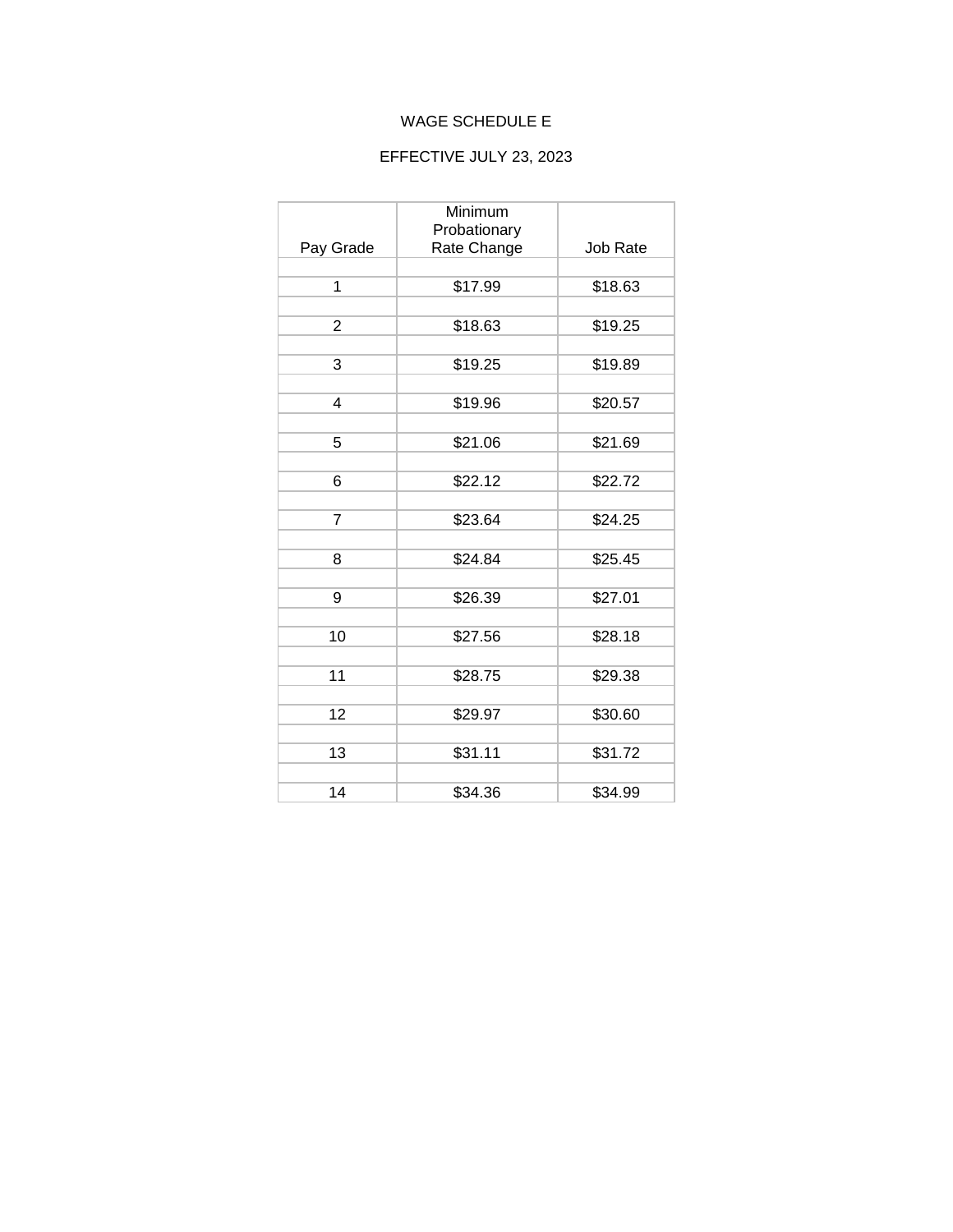WAGE SCHEDULE E

EFFECTIVE JULY 23, 2023

| Pay Grade | Minimum Probationary Rate Change | Job Rate |
|---|---|---|
| 1 | $17.99 | $18.63 |
| 2 | $18.63 | $19.25 |
| 3 | $19.25 | $19.89 |
| 4 | $19.96 | $20.57 |
| 5 | $21.06 | $21.69 |
| 6 | $22.12 | $22.72 |
| 7 | $23.64 | $24.25 |
| 8 | $24.84 | $25.45 |
| 9 | $26.39 | $27.01 |
| 10 | $27.56 | $28.18 |
| 11 | $28.75 | $29.38 |
| 12 | $29.97 | $30.60 |
| 13 | $31.11 | $31.72 |
| 14 | $34.36 | $34.99 |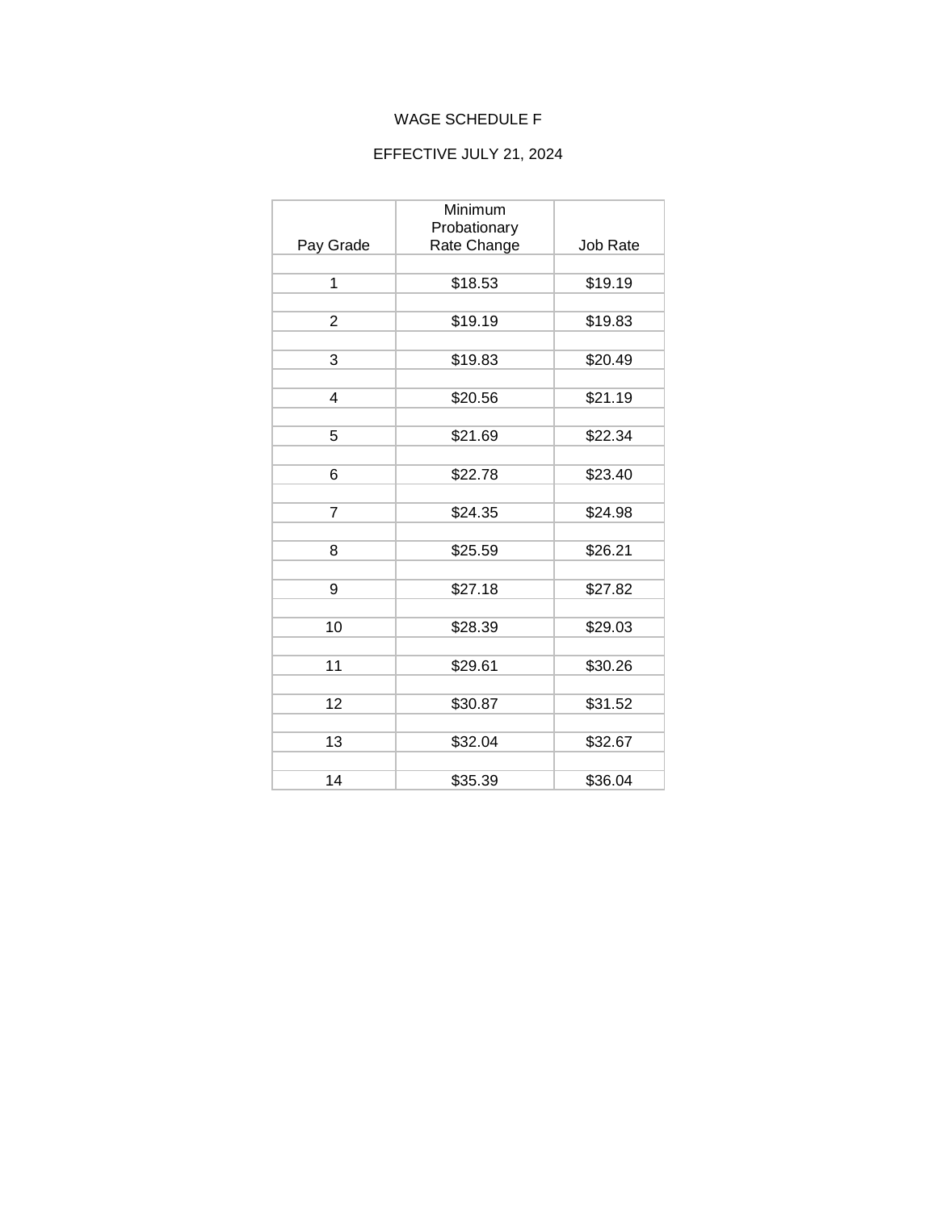WAGE SCHEDULE F

EFFECTIVE JULY 21, 2024

| Pay Grade | Minimum Probationary Rate Change | Job Rate |
|---|---|---|
| 1 | $18.53 | $19.19 |
| 2 | $19.19 | $19.83 |
| 3 | $19.83 | $20.49 |
| 4 | $20.56 | $21.19 |
| 5 | $21.69 | $22.34 |
| 6 | $22.78 | $23.40 |
| 7 | $24.35 | $24.98 |
| 8 | $25.59 | $26.21 |
| 9 | $27.18 | $27.82 |
| 10 | $28.39 | $29.03 |
| 11 | $29.61 | $30.26 |
| 12 | $30.87 | $31.52 |
| 13 | $32.04 | $32.67 |
| 14 | $35.39 | $36.04 |